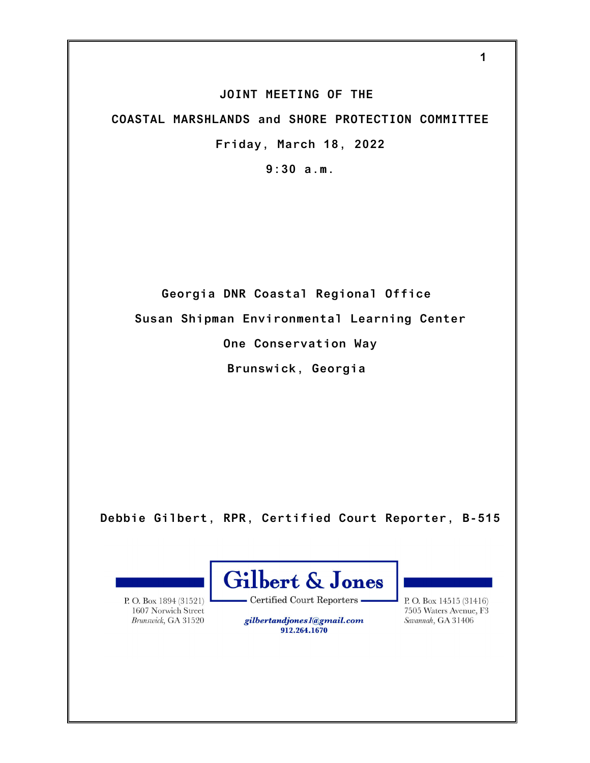# JOINT MEETING OF THE

# COASTAL MARSHLANDS and SHORE PROTECTION COMMITTEE

**Friday, March 18, 2022**

**9:30 a.m.**

**Georgia DNR Coastal Regional Office**

**Susan Shipman Environmental Learning Center**

**One Conservation Way**

**Brunswick, Georgia**

**Debbie Gilbert, RPR, Certified Court Reporter, B-515**

**Gilbert & Jones**
Certified Court Reporters

P. O. Box 1894 (31521)
1607 Norwich Street
*Brunswick*, GA 31520

*gilbertandjones1@gmail.com*
**912.264.1670**

P. O. Box 14515 (31416)
7505 Waters Avenue, F3
*Savannah*, GA 31406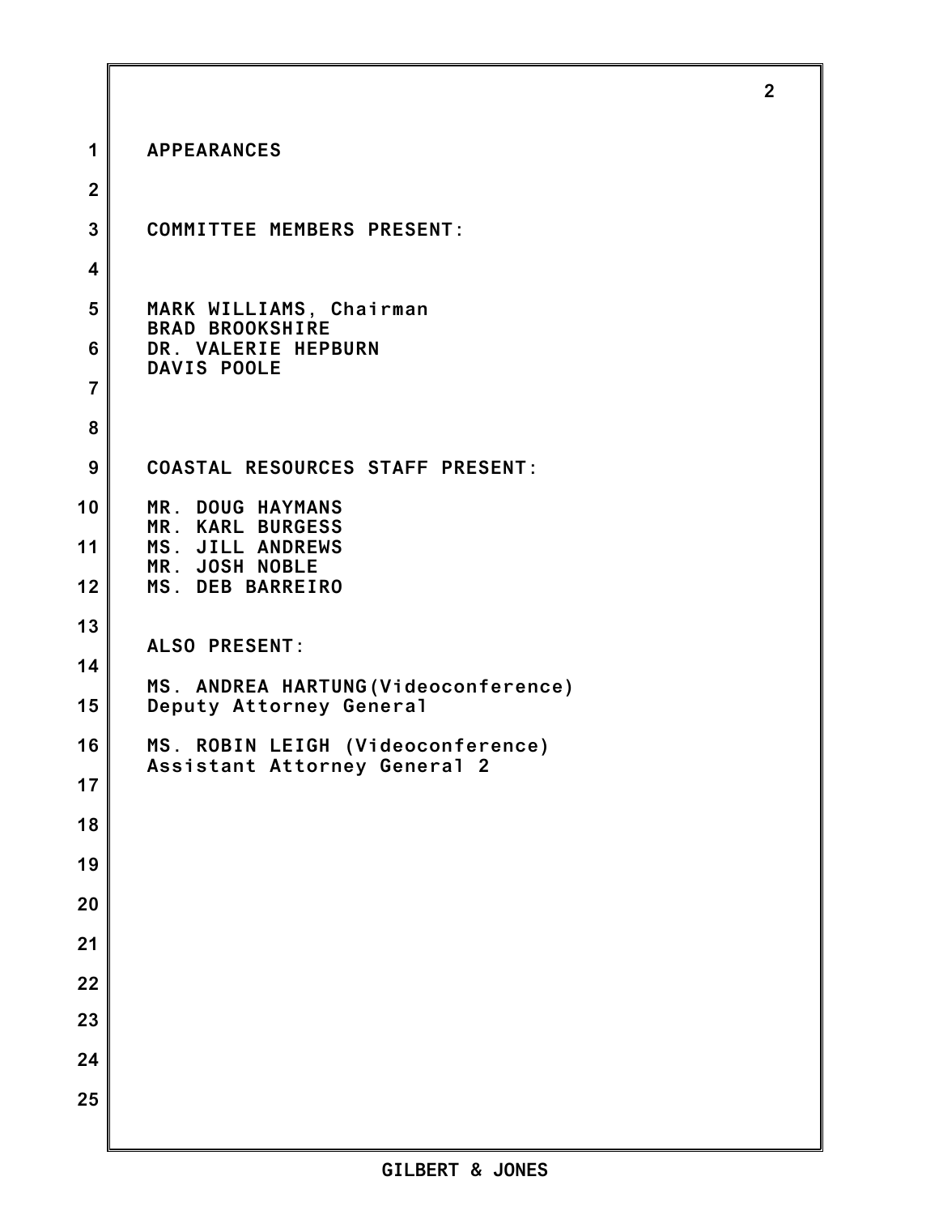# APPEARANCES

## COMMITTEE MEMBERS PRESENT:

MARK WILLIAMS, Chairman
BRAD BROOKSHIRE
DR. VALERIE HEPBURN
DAVIS POOLE

## COASTAL RESOURCES STAFF PRESENT:

MR. DOUG HAYMANS
MR. KARL BURGESS
MS. JILL ANDREWS
MR. JOSH NOBLE
MS. DEB BARREIRO

## ALSO PRESENT:

MS. ANDREA HARTUNG(Videoconference)
Deputy Attorney General

MS. ROBIN LEIGH (Videoconference)
Assistant Attorney General 2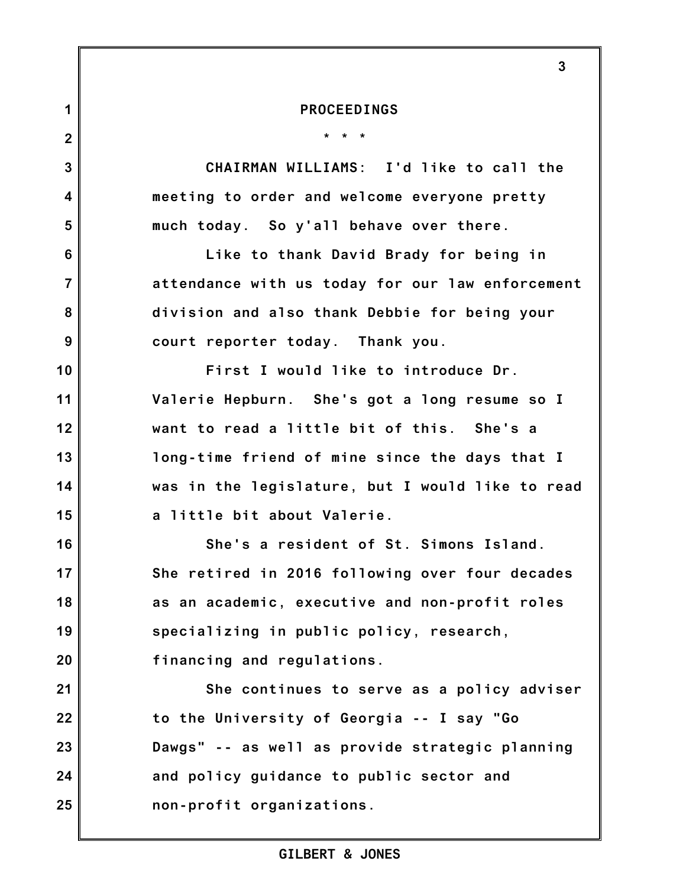PROCEEDINGS

* * *

CHAIRMAN WILLIAMS: I'd like to call the meeting to order and welcome everyone pretty much today. So y'all behave over there.

Like to thank David Brady for being in attendance with us today for our law enforcement division and also thank Debbie for being your court reporter today. Thank you.

First I would like to introduce Dr. Valerie Hepburn. She's got a long resume so I want to read a little bit of this. She's a long-time friend of mine since the days that I was in the legislature, but I would like to read a little bit about Valerie.

She's a resident of St. Simons Island. She retired in 2016 following over four decades as an academic, executive and non-profit roles specializing in public policy, research, financing and regulations.

She continues to serve as a policy adviser to the University of Georgia -- I say "Go Dawgs" -- as well as provide strategic planning and policy guidance to public sector and non-profit organizations.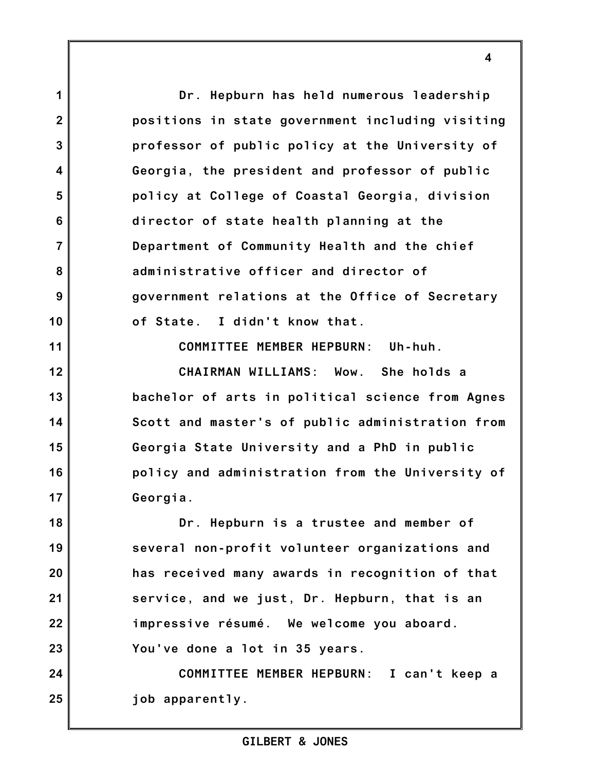Dr. Hepburn has held numerous leadership positions in state government including visiting professor of public policy at the University of Georgia, the president and professor of public policy at College of Coastal Georgia, division director of state health planning at the Department of Community Health and the chief administrative officer and director of government relations at the Office of Secretary of State. I didn't know that.

COMMITTEE MEMBER HEPBURN: Uh-huh.

CHAIRMAN WILLIAMS: Wow. She holds a bachelor of arts in political science from Agnes Scott and master's of public administration from Georgia State University and a PhD in public policy and administration from the University of Georgia.

Dr. Hepburn is a trustee and member of several non-profit volunteer organizations and has received many awards in recognition of that service, and we just, Dr. Hepburn, that is an impressive résumé. We welcome you aboard. You've done a lot in 35 years.

COMMITTEE MEMBER HEPBURN: I can't keep a job apparently.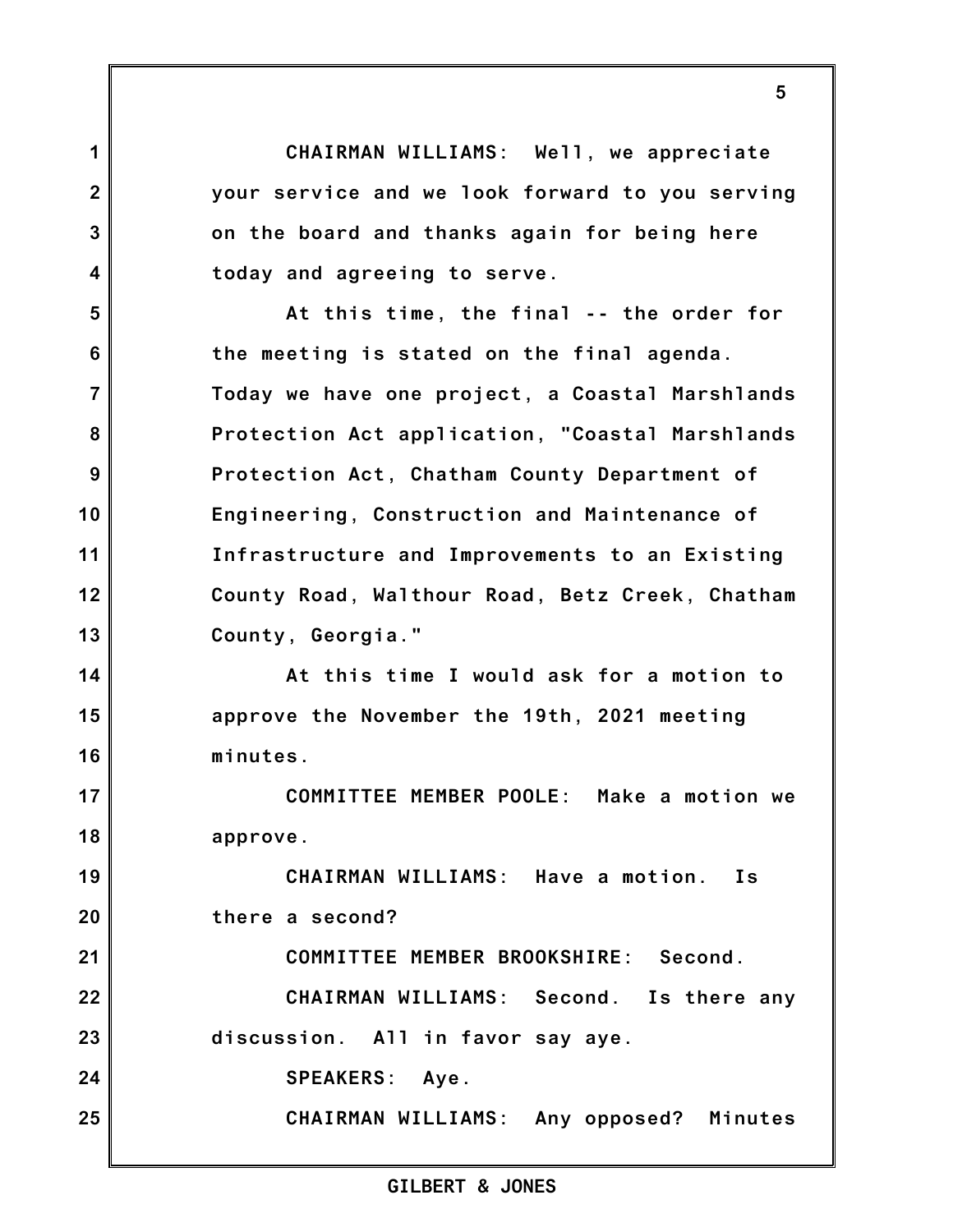CHAIRMAN WILLIAMS: Well, we appreciate your service and we look forward to you serving on the board and thanks again for being here today and agreeing to serve.

At this time, the final -- the order for the meeting is stated on the final agenda. Today we have one project, a Coastal Marshlands Protection Act application, "Coastal Marshlands Protection Act, Chatham County Department of Engineering, Construction and Maintenance of Infrastructure and Improvements to an Existing County Road, Walthour Road, Betz Creek, Chatham County, Georgia."

At this time I would ask for a motion to approve the November the 19th, 2021 meeting minutes.

COMMITTEE MEMBER POOLE: Make a motion we approve.

CHAIRMAN WILLIAMS: Have a motion. Is there a second?

COMMITTEE MEMBER BROOKSHIRE: Second.

CHAIRMAN WILLIAMS: Second. Is there any discussion. All in favor say aye.

SPEAKERS: Aye.

CHAIRMAN WILLIAMS: Any opposed? Minutes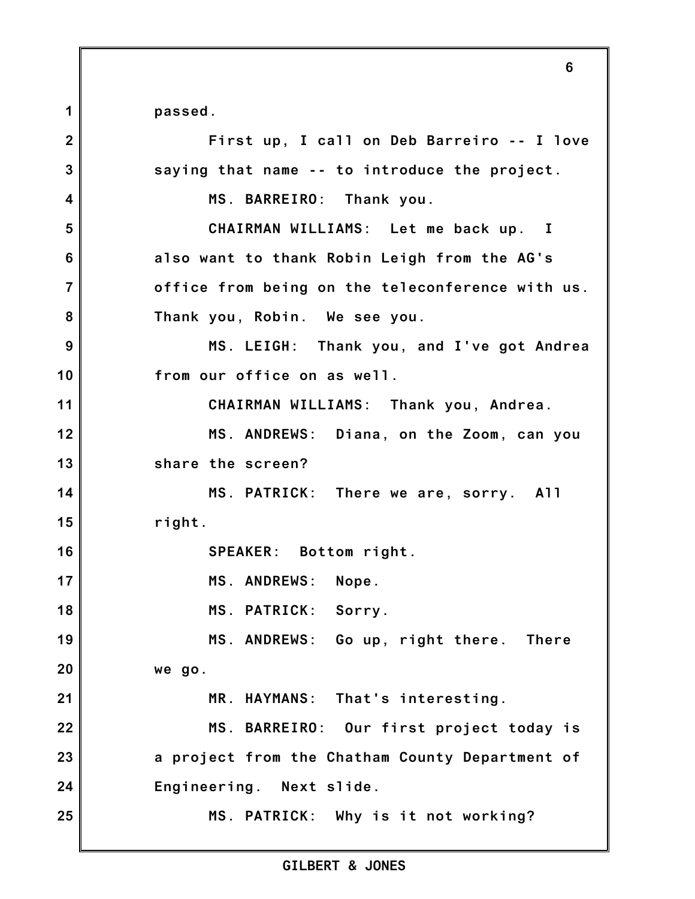passed.

First up, I call on Deb Barreiro -- I love saying that name -- to introduce the project.

MS. BARREIRO: Thank you.

CHAIRMAN WILLIAMS: Let me back up. I also want to thank Robin Leigh from the AG's office from being on the teleconference with us. Thank you, Robin. We see you.

MS. LEIGH: Thank you, and I've got Andrea from our office on as well.

CHAIRMAN WILLIAMS: Thank you, Andrea.

MS. ANDREWS: Diana, on the Zoom, can you share the screen?

MS. PATRICK: There we are, sorry. All right.

SPEAKER: Bottom right.

MS. ANDREWS: Nope.

MS. PATRICK: Sorry.

MS. ANDREWS: Go up, right there. There we go.

MR. HAYMANS: That's interesting.

MS. BARREIRO: Our first project today is a project from the Chatham County Department of Engineering. Next slide.

MS. PATRICK: Why is it not working?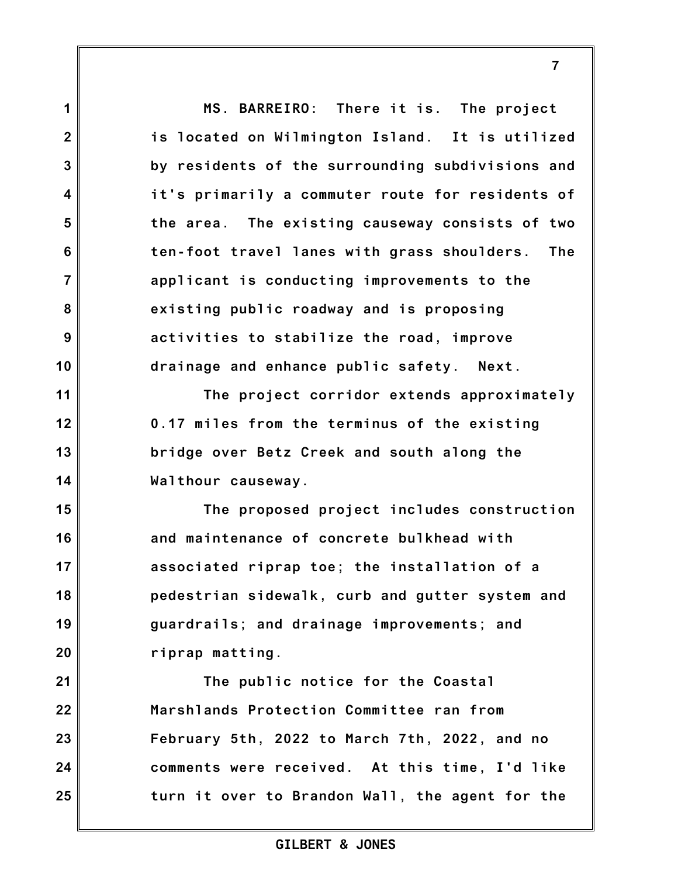MS. BARREIRO: There it is. The project is located on Wilmington Island. It is utilized by residents of the surrounding subdivisions and it's primarily a commuter route for residents of the area. The existing causeway consists of two ten-foot travel lanes with grass shoulders. The applicant is conducting improvements to the existing public roadway and is proposing activities to stabilize the road, improve drainage and enhance public safety. Next.

The project corridor extends approximately 0.17 miles from the terminus of the existing bridge over Betz Creek and south along the Walthour causeway.

The proposed project includes construction and maintenance of concrete bulkhead with associated riprap toe; the installation of a pedestrian sidewalk, curb and gutter system and guardrails; and drainage improvements; and riprap matting.

The public notice for the Coastal Marshlands Protection Committee ran from February 5th, 2022 to March 7th, 2022, and no comments were received. At this time, I'd like turn it over to Brandon Wall, the agent for the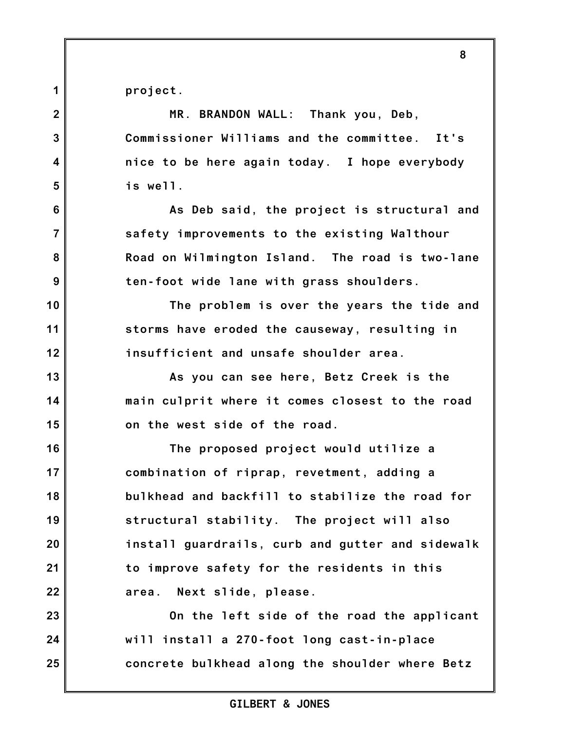project.

MR. BRANDON WALL: Thank you, Deb, Commissioner Williams and the committee. It's nice to be here again today. I hope everybody is well.

As Deb said, the project is structural and safety improvements to the existing Walthour Road on Wilmington Island. The road is two-lane ten-foot wide lane with grass shoulders.

The problem is over the years the tide and storms have eroded the causeway, resulting in insufficient and unsafe shoulder area.

As you can see here, Betz Creek is the main culprit where it comes closest to the road on the west side of the road.

The proposed project would utilize a combination of riprap, revetment, adding a bulkhead and backfill to stabilize the road for structural stability. The project will also install guardrails, curb and gutter and sidewalk to improve safety for the residents in this area. Next slide, please.

On the left side of the road the applicant will install a 270-foot long cast-in-place concrete bulkhead along the shoulder where Betz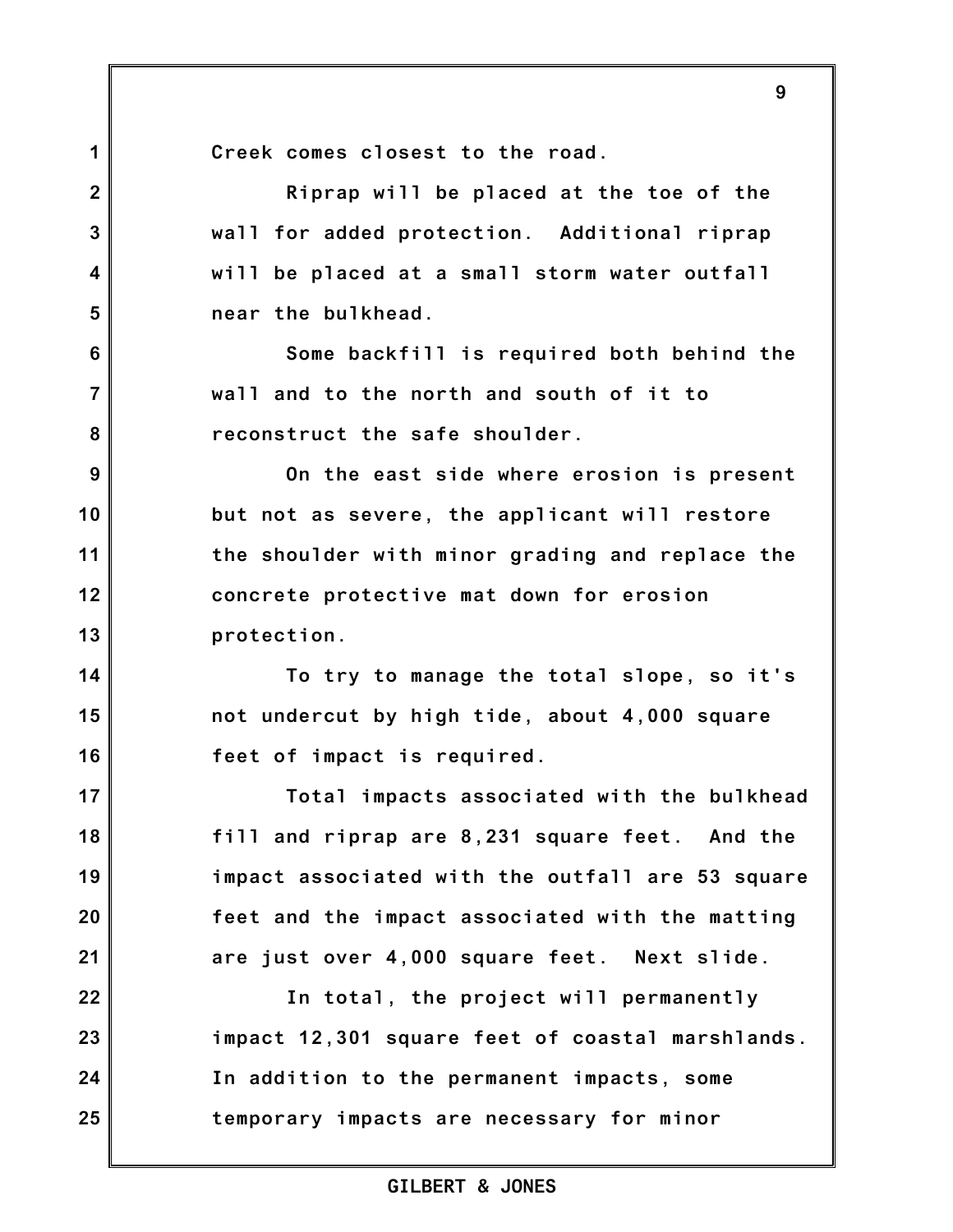Creek comes closest to the road.

Riprap will be placed at the toe of the wall for added protection. Additional riprap will be placed at a small storm water outfall near the bulkhead.

Some backfill is required both behind the wall and to the north and south of it to reconstruct the safe shoulder.

On the east side where erosion is present but not as severe, the applicant will restore the shoulder with minor grading and replace the concrete protective mat down for erosion protection.

To try to manage the total slope, so it's not undercut by high tide, about 4,000 square feet of impact is required.

Total impacts associated with the bulkhead fill and riprap are 8,231 square feet. And the impact associated with the outfall are 53 square feet and the impact associated with the matting are just over 4,000 square feet. Next slide.

In total, the project will permanently impact 12,301 square feet of coastal marshlands. In addition to the permanent impacts, some temporary impacts are necessary for minor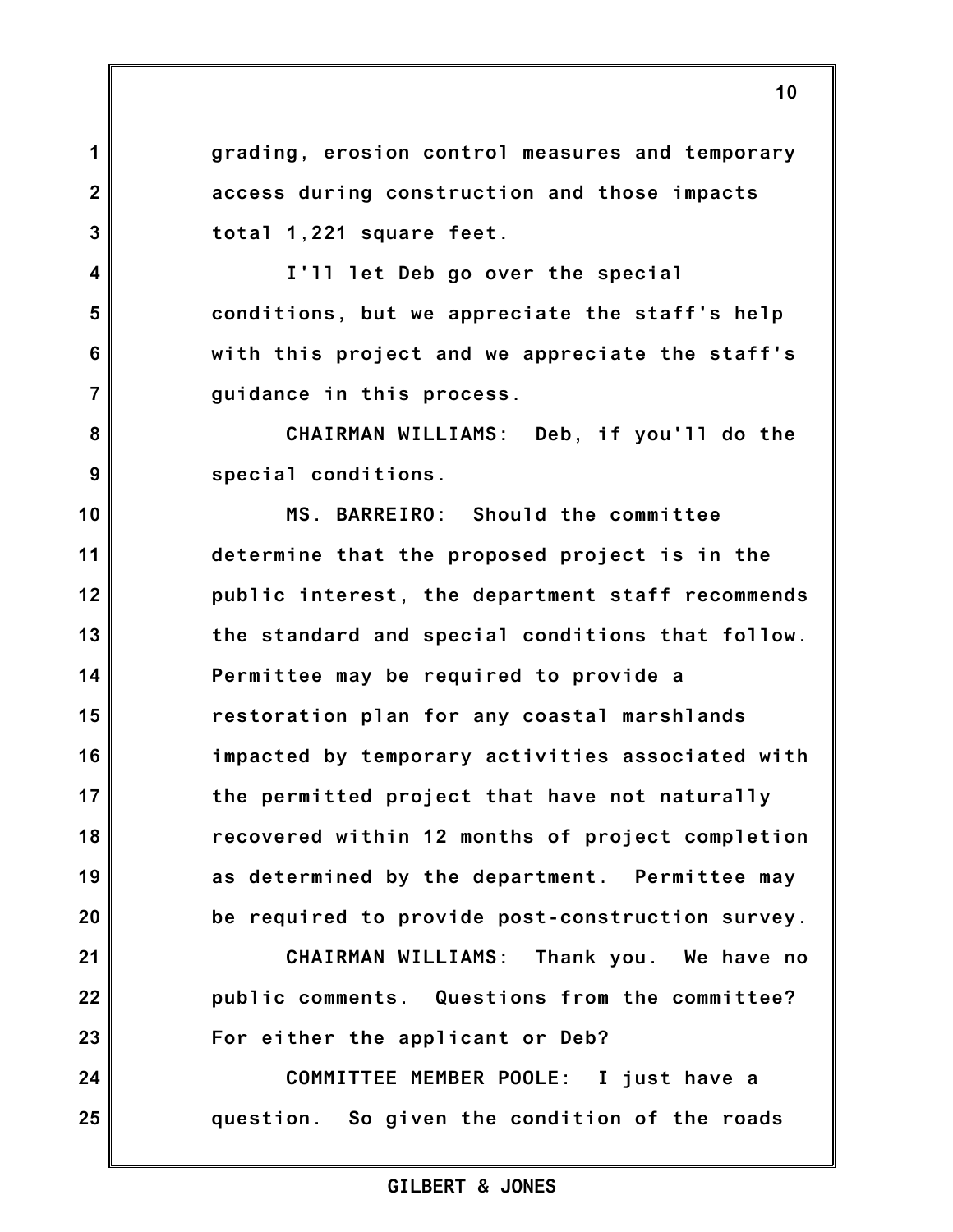grading, erosion control measures and temporary access during construction and those impacts total 1,221 square feet.

I'll let Deb go over the special conditions, but we appreciate the staff's help with this project and we appreciate the staff's guidance in this process.

CHAIRMAN WILLIAMS: Deb, if you'll do the special conditions.

MS. BARREIRO: Should the committee determine that the proposed project is in the public interest, the department staff recommends the standard and special conditions that follow. Permittee may be required to provide a restoration plan for any coastal marshlands impacted by temporary activities associated with the permitted project that have not naturally recovered within 12 months of project completion as determined by the department. Permittee may be required to provide post-construction survey.

CHAIRMAN WILLIAMS: Thank you. We have no public comments. Questions from the committee? For either the applicant or Deb?

COMMITTEE MEMBER POOLE: I just have a question. So given the condition of the roads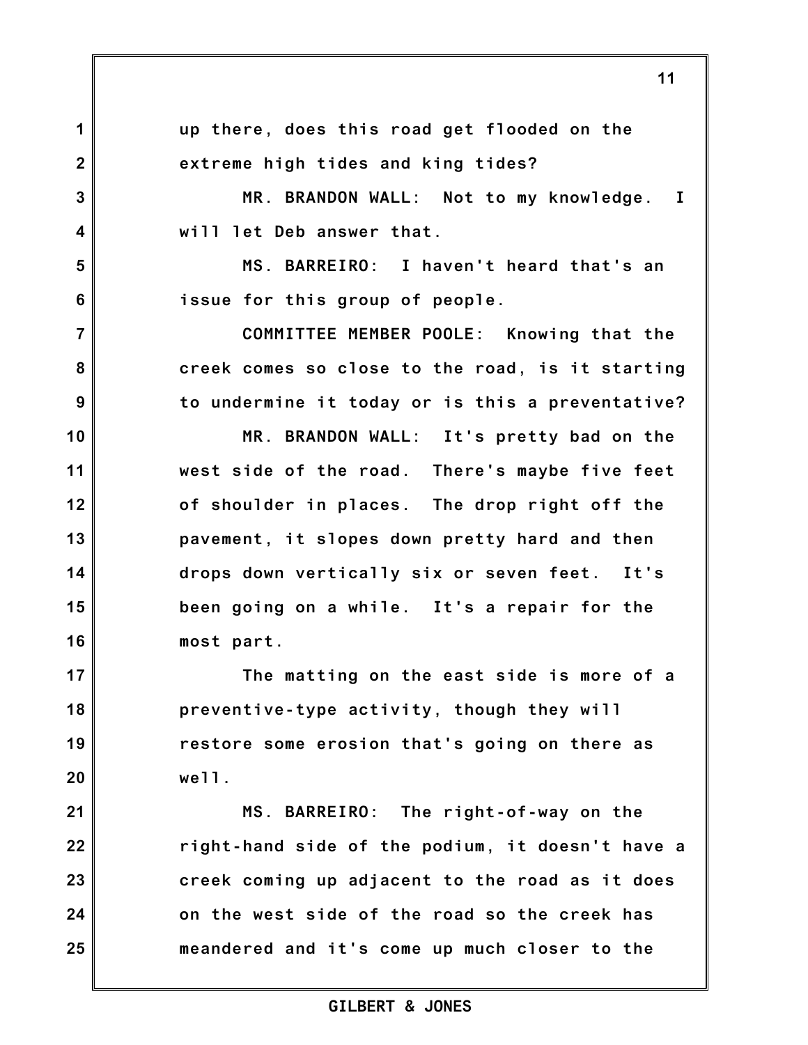up there, does this road get flooded on the extreme high tides and king tides?

MR. BRANDON WALL: Not to my knowledge. I will let Deb answer that.

MS. BARREIRO: I haven't heard that's an issue for this group of people.

COMMITTEE MEMBER POOLE: Knowing that the creek comes so close to the road, is it starting to undermine it today or is this a preventative?

MR. BRANDON WALL: It's pretty bad on the west side of the road. There's maybe five feet of shoulder in places. The drop right off the pavement, it slopes down pretty hard and then drops down vertically six or seven feet. It's been going on a while. It's a repair for the most part.

The matting on the east side is more of a preventive-type activity, though they will restore some erosion that's going on there as well.

MS. BARREIRO: The right-of-way on the right-hand side of the podium, it doesn't have a creek coming up adjacent to the road as it does on the west side of the road so the creek has meandered and it's come up much closer to the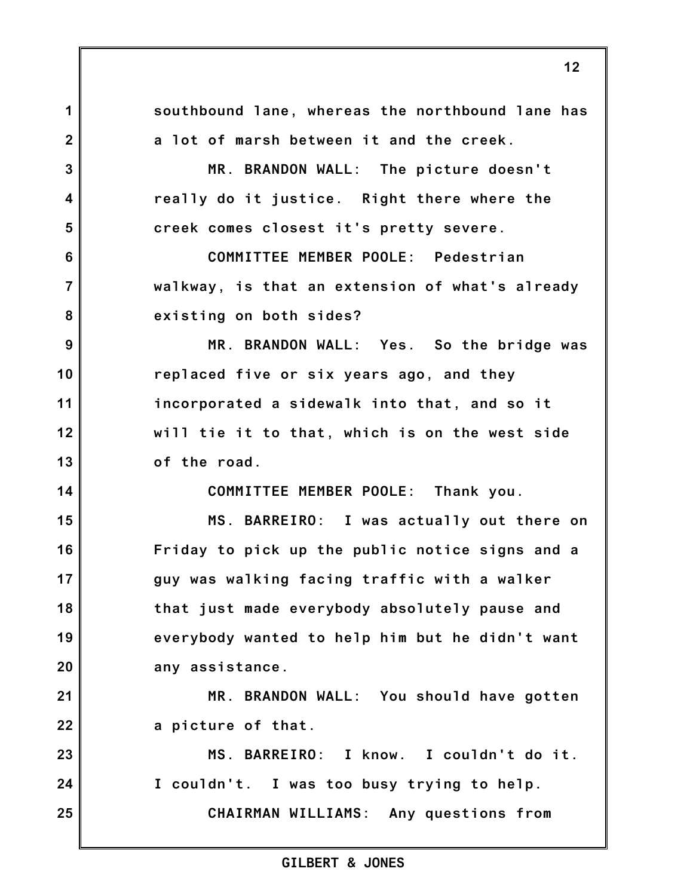southbound lane, whereas the northbound lane has a lot of marsh between it and the creek.

MR. BRANDON WALL: The picture doesn't really do it justice. Right there where the creek comes closest it's pretty severe.

COMMITTEE MEMBER POOLE: Pedestrian walkway, is that an extension of what's already existing on both sides?

MR. BRANDON WALL: Yes. So the bridge was replaced five or six years ago, and they incorporated a sidewalk into that, and so it will tie it to that, which is on the west side of the road.

COMMITTEE MEMBER POOLE: Thank you.

MS. BARREIRO: I was actually out there on Friday to pick up the public notice signs and a guy was walking facing traffic with a walker that just made everybody absolutely pause and everybody wanted to help him but he didn't want any assistance.

MR. BRANDON WALL: You should have gotten a picture of that.

MS. BARREIRO: I know. I couldn't do it. I couldn't. I was too busy trying to help.

CHAIRMAN WILLIAMS: Any questions from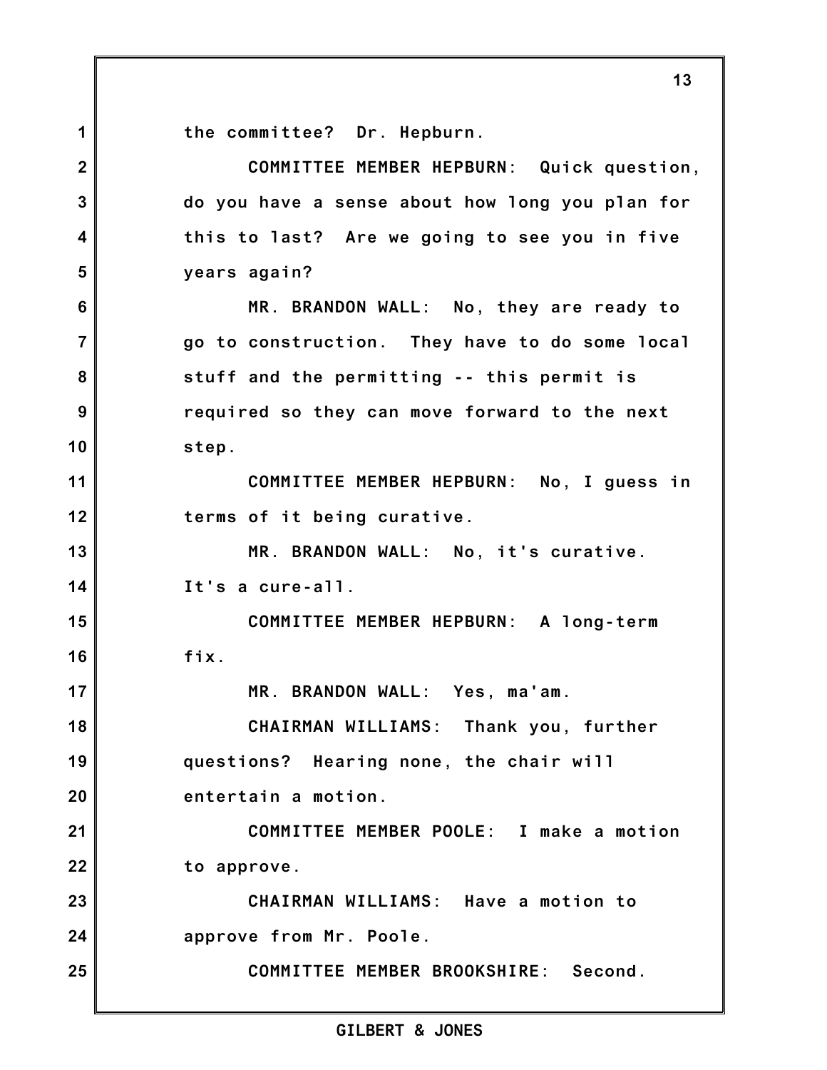the committee? Dr. Hepburn.

COMMITTEE MEMBER HEPBURN: Quick question, do you have a sense about how long you plan for this to last? Are we going to see you in five years again?

MR. BRANDON WALL: No, they are ready to go to construction. They have to do some local stuff and the permitting -- this permit is required so they can move forward to the next step.

COMMITTEE MEMBER HEPBURN: No, I guess in terms of it being curative.

MR. BRANDON WALL: No, it's curative. It's a cure-all.

COMMITTEE MEMBER HEPBURN: A long-term fix.

MR. BRANDON WALL: Yes, ma'am.

CHAIRMAN WILLIAMS: Thank you, further questions? Hearing none, the chair will entertain a motion.

COMMITTEE MEMBER POOLE: I make a motion to approve.

CHAIRMAN WILLIAMS: Have a motion to approve from Mr. Poole.

COMMITTEE MEMBER BROOKSHIRE: Second.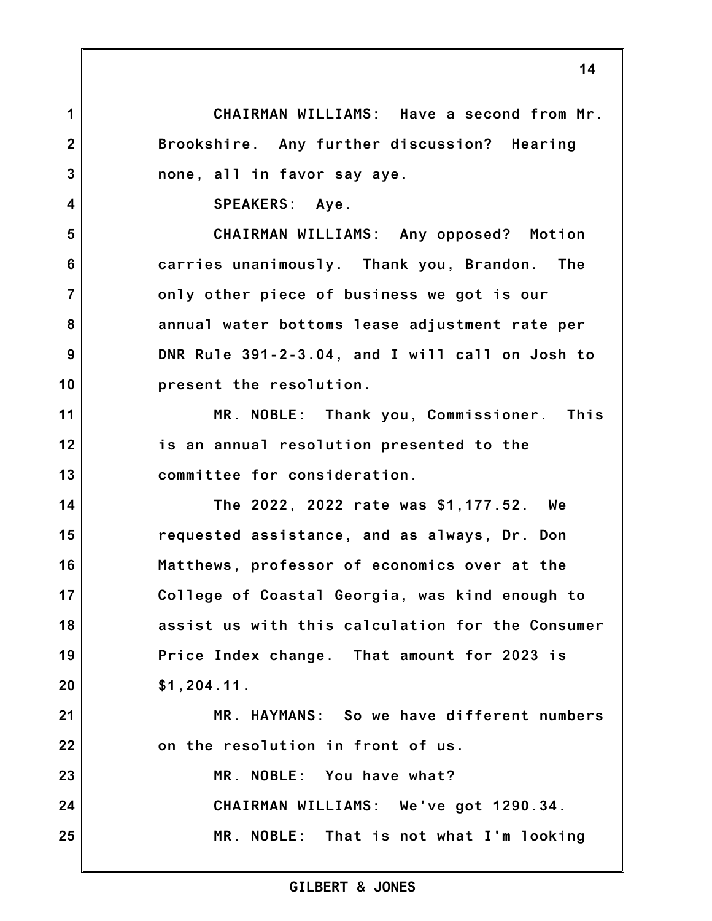CHAIRMAN WILLIAMS: Have a second from Mr. Brookshire. Any further discussion? Hearing none, all in favor say aye.

SPEAKERS: Aye.

CHAIRMAN WILLIAMS: Any opposed? Motion carries unanimously. Thank you, Brandon. The only other piece of business we got is our annual water bottoms lease adjustment rate per DNR Rule 391-2-3.04, and I will call on Josh to present the resolution.

MR. NOBLE: Thank you, Commissioner. This is an annual resolution presented to the committee for consideration.

The 2022, 2022 rate was $1,177.52. We requested assistance, and as always, Dr. Don Matthews, professor of economics over at the College of Coastal Georgia, was kind enough to assist us with this calculation for the Consumer Price Index change. That amount for 2023 is $1,204.11.

MR. HAYMANS: So we have different numbers on the resolution in front of us.

MR. NOBLE: You have what?

CHAIRMAN WILLIAMS: We've got 1290.34.

MR. NOBLE: That is not what I'm looking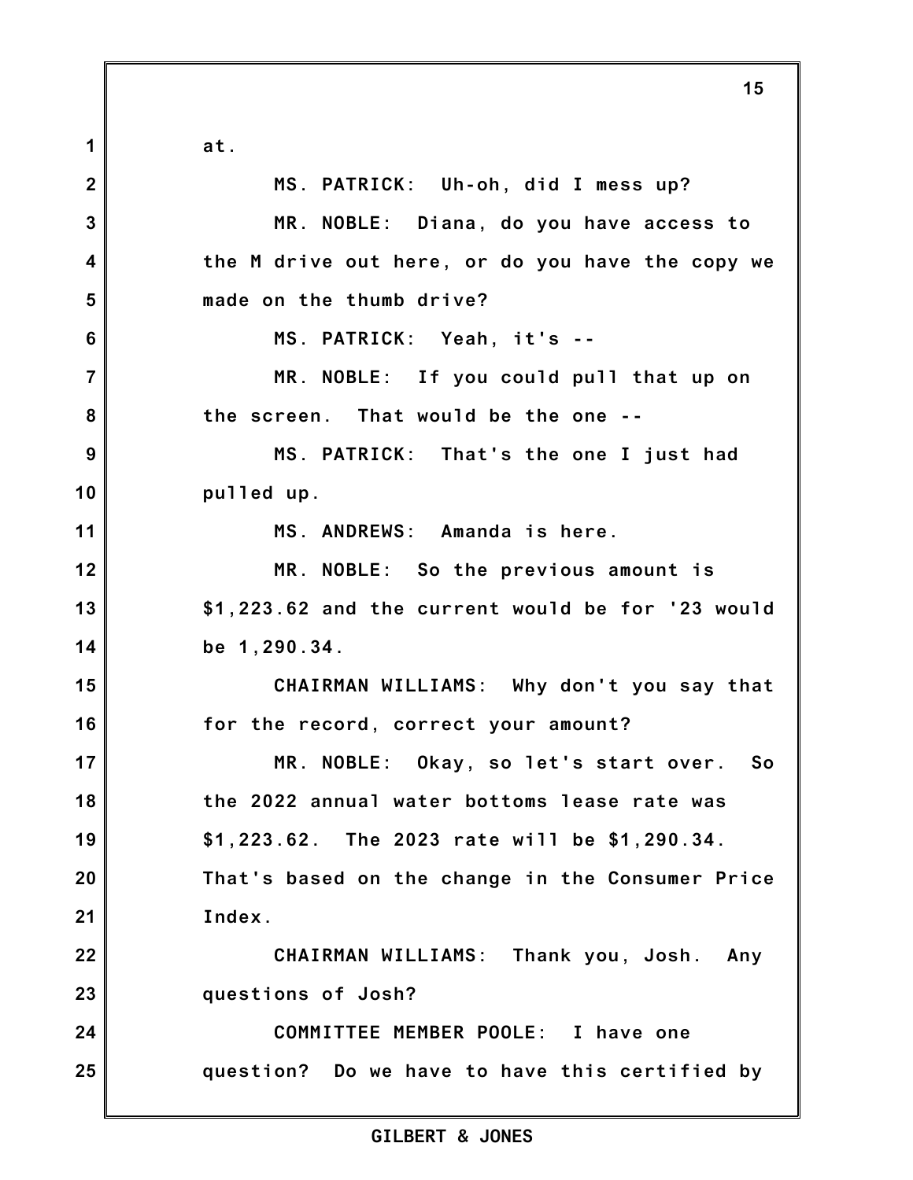at.

MS. PATRICK: Uh-oh, did I mess up?

MR. NOBLE: Diana, do you have access to the M drive out here, or do you have the copy we made on the thumb drive?

MS. PATRICK: Yeah, it's --

MR. NOBLE: If you could pull that up on the screen. That would be the one --

MS. PATRICK: That's the one I just had pulled up.

MS. ANDREWS: Amanda is here.

MR. NOBLE: So the previous amount is $1,223.62 and the current would be for '23 would be 1,290.34.

CHAIRMAN WILLIAMS: Why don't you say that for the record, correct your amount?

MR. NOBLE: Okay, so let's start over. So the 2022 annual water bottoms lease rate was $1,223.62. The 2023 rate will be $1,290.34. That's based on the change in the Consumer Price Index.

CHAIRMAN WILLIAMS: Thank you, Josh. Any questions of Josh?

COMMITTEE MEMBER POOLE: I have one question? Do we have to have this certified by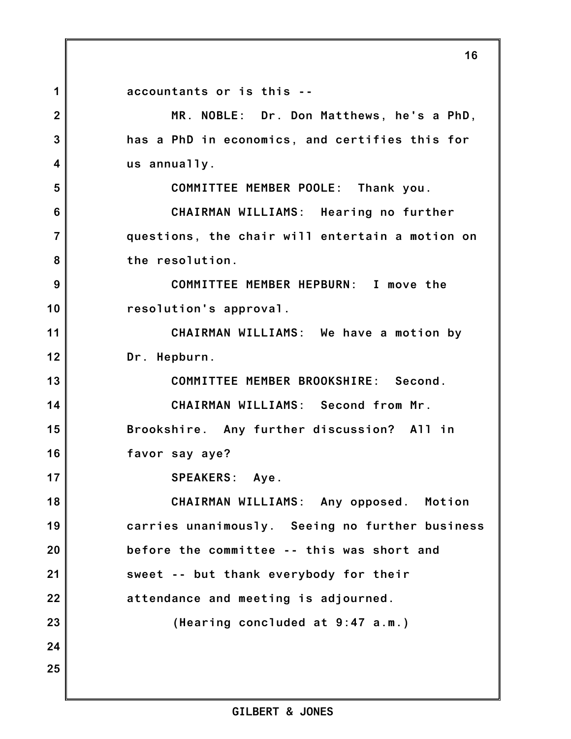accountants or is this --

MR. NOBLE: Dr. Don Matthews, he's a PhD, has a PhD in economics, and certifies this for us annually.

COMMITTEE MEMBER POOLE: Thank you.

CHAIRMAN WILLIAMS: Hearing no further questions, the chair will entertain a motion on the resolution.

COMMITTEE MEMBER HEPBURN: I move the resolution's approval.

CHAIRMAN WILLIAMS: We have a motion by Dr. Hepburn.

COMMITTEE MEMBER BROOKSHIRE: Second.

CHAIRMAN WILLIAMS: Second from Mr. Brookshire. Any further discussion? All in favor say aye?

SPEAKERS: Aye.

CHAIRMAN WILLIAMS: Any opposed. Motion carries unanimously. Seeing no further business before the committee -- this was short and sweet -- but thank everybody for their attendance and meeting is adjourned.

(Hearing concluded at 9:47 a.m.)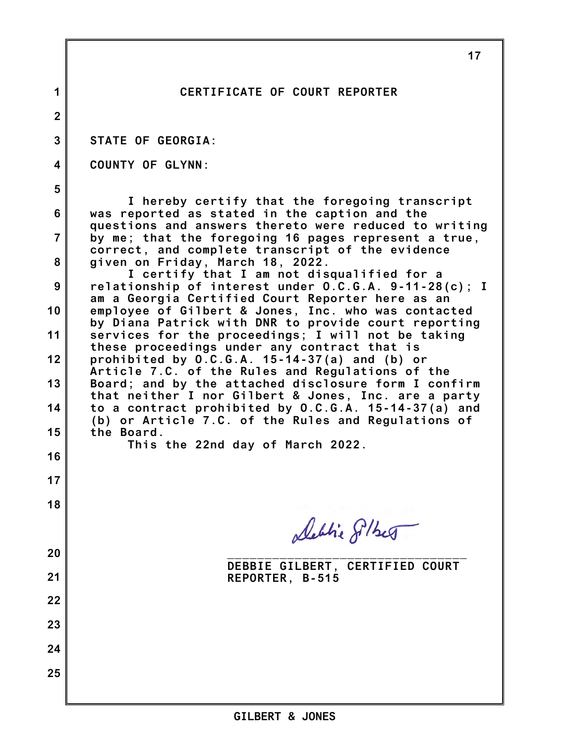# CERTIFICATE OF COURT REPORTER

STATE OF GEORGIA:

COUNTY OF GLYNN:

I hereby certify that the foregoing transcript was reported as stated in the caption and the questions and answers thereto were reduced to writing by me; that the foregoing 16 pages represent a true, correct, and complete transcript of the evidence given on Friday, March 18, 2022.

I certify that I am not disqualified for a relationship of interest under O.C.G.A. 9-11-28(c); I am a Georgia Certified Court Reporter here as an employee of Gilbert & Jones, Inc. who was contacted by Diana Patrick with DNR to provide court reporting services for the proceedings; I will not be taking these proceedings under any contract that is prohibited by O.C.G.A. 15-14-37(a) and (b) or Article 7.C. of the Rules and Regulations of the Board; and by the attached disclosure form I confirm that neither I nor Gilbert & Jones, Inc. are a party to a contract prohibited by O.C.G.A. 15-14-37(a) and (b) or Article 7.C. of the Rules and Regulations of the Board.

This the 22nd day of March 2022.

Debbie Gilbert

\_\_\_\_\_\_\_\_\_\_\_\_\_\_\_\_\_\_\_\_\_\_\_\_\_\_\_\_\_\_\_\_\_\_
DEBBIE GILBERT, CERTIFIED COURT REPORTER, B-515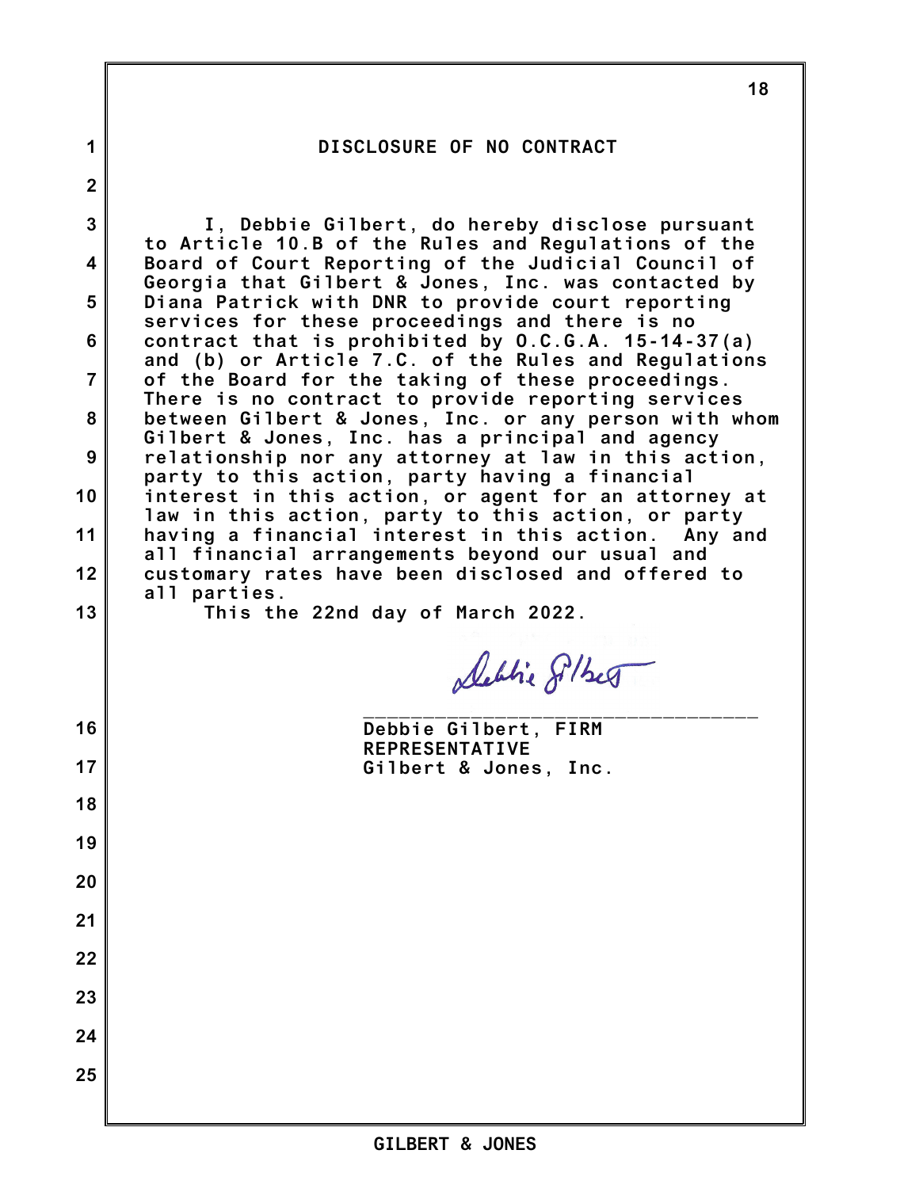# DISCLOSURE OF NO CONTRACT

I, Debbie Gilbert, do hereby disclose pursuant to Article 10.B of the Rules and Regulations of the Board of Court Reporting of the Judicial Council of Georgia that Gilbert & Jones, Inc. was contacted by Diana Patrick with DNR to provide court reporting services for these proceedings and there is no contract that is prohibited by O.C.G.A. 15-14-37(a) and (b) or Article 7.C. of the Rules and Regulations of the Board for the taking of these proceedings. There is no contract to provide reporting services between Gilbert & Jones, Inc. or any person with whom Gilbert & Jones, Inc. has a principal and agency relationship nor any attorney at law in this action, party to this action, party having a financial interest in this action, or agent for an attorney at law in this action, party to this action, or party having a financial interest in this action. Any and all financial arrangements beyond our usual and customary rates have been disclosed and offered to all parties.

This the 22nd day of March 2022.

Debbie Gilbert

______________________________

Debbie Gilbert, FIRM REPRESENTATIVE
Gilbert & Jones, Inc.